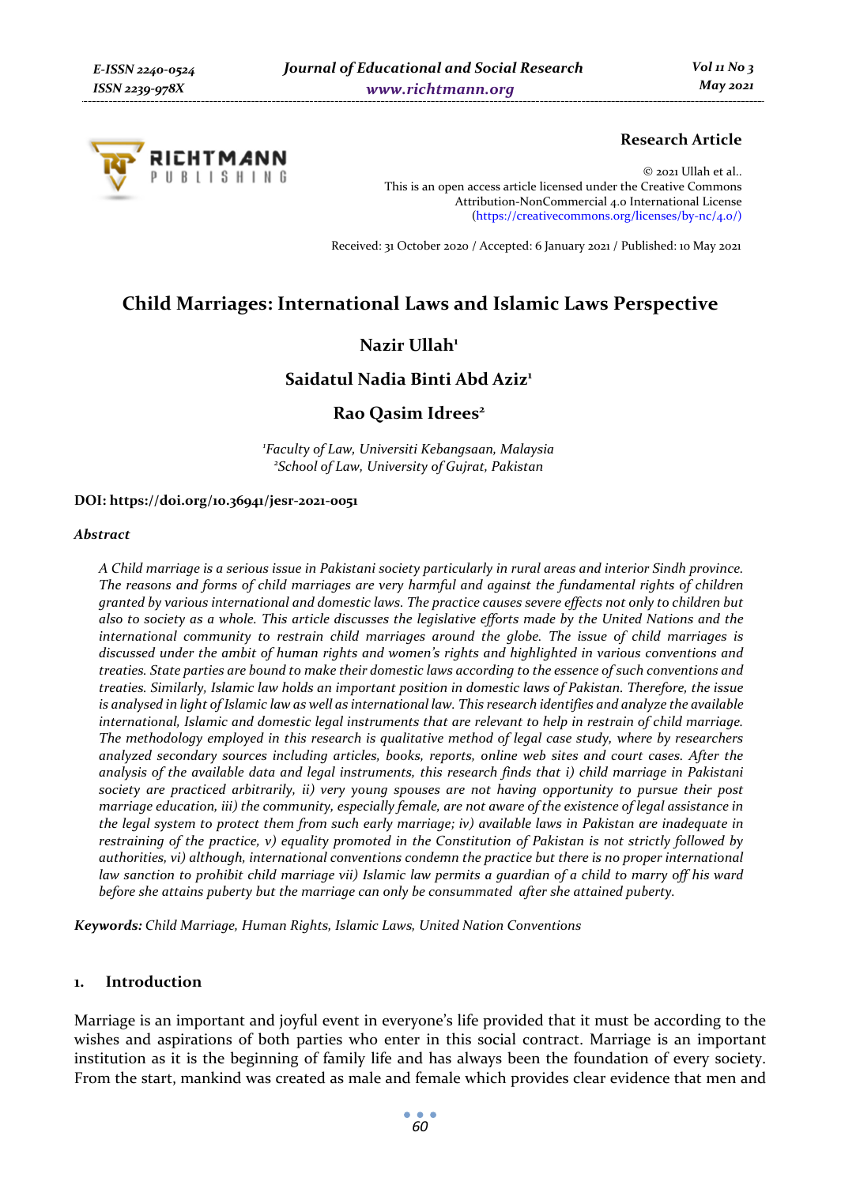**Research Article**

© 2021 Ullah et al..
This is an open access article licensed under the Creative Commons Attribution-NonCommercial 4.0 International License (https://creativecommons.org/licenses/by-nc/4.0/)

Received: 31 October 2020 / Accepted: 6 January 2021 / Published: 10 May 2021

# Child Marriages: International Laws and Islamic Laws Perspective

**Nazir Ullah**[1]

**Saidatul Nadia Binti Abd Aziz**[1]

**Rao Qasim Idrees**[2]

*[1]Faculty of Law, Universiti Kebangsaan, Malaysia*
*[2]School of Law, University of Gujrat, Pakistan*

**DOI: https://doi.org/10.36941/jesr-2021-0051**

### *Abstract*

*A Child marriage is a serious issue in Pakistani society particularly in rural areas and interior Sindh province. The reasons and forms of child marriages are very harmful and against the fundamental rights of children granted by various international and domestic laws. The practice causes severe effects not only to children but also to society as a whole. This article discusses the legislative efforts made by the United Nations and the international community to restrain child marriages around the globe. The issue of child marriages is discussed under the ambit of human rights and women's rights and highlighted in various conventions and treaties. State parties are bound to make their domestic laws according to the essence of such conventions and treaties. Similarly, Islamic law holds an important position in domestic laws of Pakistan. Therefore, the issue is analysed in light of Islamic law as well as international law. This research identifies and analyze the available international, Islamic and domestic legal instruments that are relevant to help in restrain of child marriage. The methodology employed in this research is qualitative method of legal case study, where by researchers analyzed secondary sources including articles, books, reports, online web sites and court cases. After the analysis of the available data and legal instruments, this research finds that i) child marriage in Pakistani society are practiced arbitrarily, ii) very young spouses are not having opportunity to pursue their post marriage education, iii) the community, especially female, are not aware of the existence of legal assistance in the legal system to protect them from such early marriage; iv) available laws in Pakistan are inadequate in restraining of the practice, v) equality promoted in the Constitution of Pakistan is not strictly followed by authorities, vi) although, international conventions condemn the practice but there is no proper international law sanction to prohibit child marriage vii) Islamic law permits a guardian of a child to marry off his ward before she attains puberty but the marriage can only be consummated after she attained puberty.*

***Keywords:*** *Child Marriage, Human Rights, Islamic Laws, United Nation Conventions*

## 1. Introduction

Marriage is an important and joyful event in everyone's life provided that it must be according to the wishes and aspirations of both parties who enter in this social contract. Marriage is an important institution as it is the beginning of family life and has always been the foundation of every society. From the start, mankind was created as male and female which provides clear evidence that men and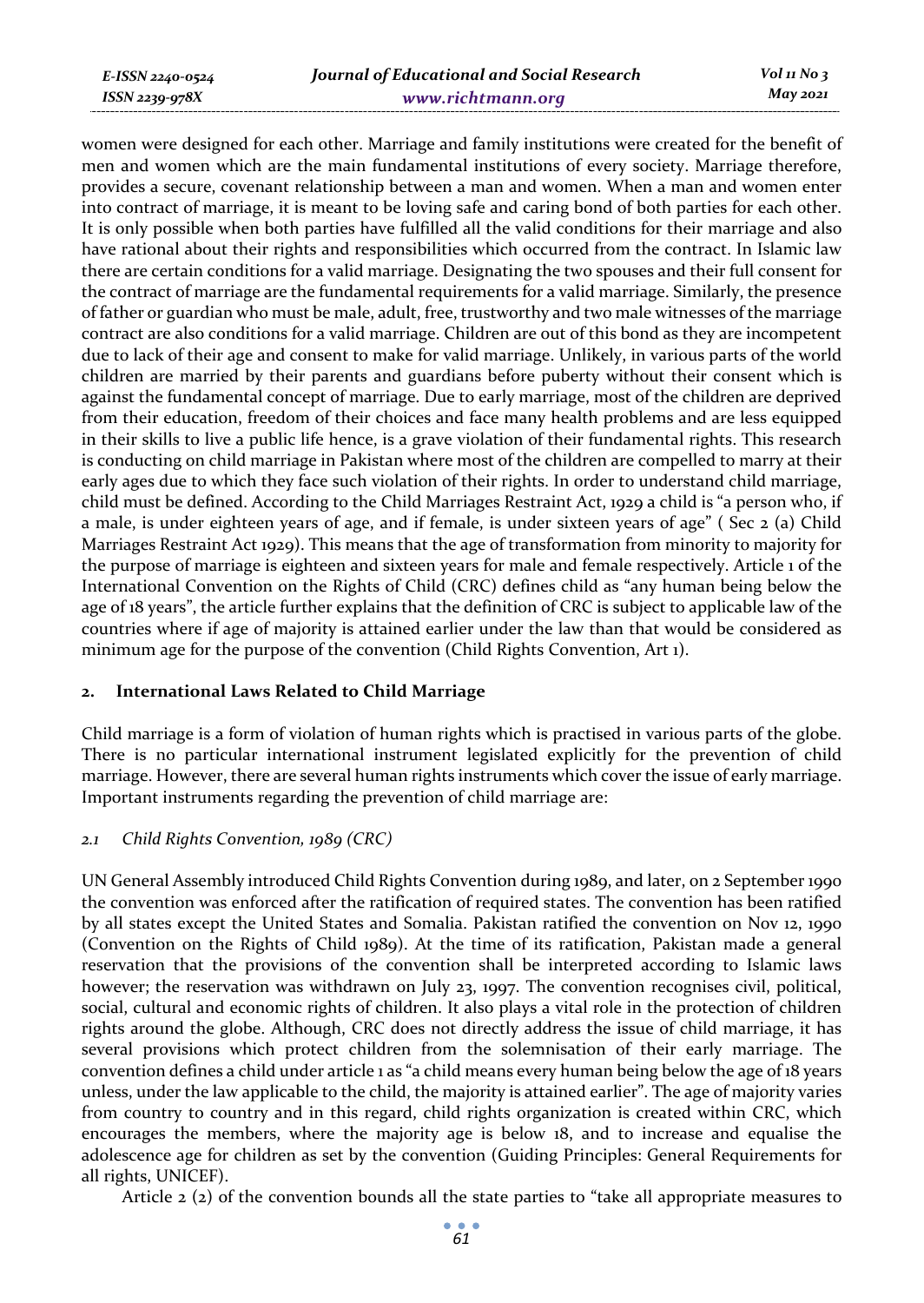women were designed for each other. Marriage and family institutions were created for the benefit of men and women which are the main fundamental institutions of every society. Marriage therefore, provides a secure, covenant relationship between a man and women. When a man and women enter into contract of marriage, it is meant to be loving safe and caring bond of both parties for each other. It is only possible when both parties have fulfilled all the valid conditions for their marriage and also have rational about their rights and responsibilities which occurred from the contract. In Islamic law there are certain conditions for a valid marriage. Designating the two spouses and their full consent for the contract of marriage are the fundamental requirements for a valid marriage. Similarly, the presence of father or guardian who must be male, adult, free, trustworthy and two male witnesses of the marriage contract are also conditions for a valid marriage. Children are out of this bond as they are incompetent due to lack of their age and consent to make for valid marriage. Unlikely, in various parts of the world children are married by their parents and guardians before puberty without their consent which is against the fundamental concept of marriage. Due to early marriage, most of the children are deprived from their education, freedom of their choices and face many health problems and are less equipped in their skills to live a public life hence, is a grave violation of their fundamental rights. This research is conducting on child marriage in Pakistan where most of the children are compelled to marry at their early ages due to which they face such violation of their rights. In order to understand child marriage, child must be defined. According to the Child Marriages Restraint Act, 1929 a child is "a person who, if a male, is under eighteen years of age, and if female, is under sixteen years of age" ( Sec 2 (a) Child Marriages Restraint Act 1929). This means that the age of transformation from minority to majority for the purpose of marriage is eighteen and sixteen years for male and female respectively. Article 1 of the International Convention on the Rights of Child (CRC) defines child as "any human being below the age of 18 years", the article further explains that the definition of CRC is subject to applicable law of the countries where if age of majority is attained earlier under the law than that would be considered as minimum age for the purpose of the convention (Child Rights Convention, Art 1).

## 2. International Laws Related to Child Marriage

Child marriage is a form of violation of human rights which is practised in various parts of the globe. There is no particular international instrument legislated explicitly for the prevention of child marriage. However, there are several human rights instruments which cover the issue of early marriage. Important instruments regarding the prevention of child marriage are:

### *2.1 Child Rights Convention, 1989 (CRC)*

UN General Assembly introduced Child Rights Convention during 1989, and later, on 2 September 1990 the convention was enforced after the ratification of required states. The convention has been ratified by all states except the United States and Somalia. Pakistan ratified the convention on Nov 12, 1990 (Convention on the Rights of Child 1989). At the time of its ratification, Pakistan made a general reservation that the provisions of the convention shall be interpreted according to Islamic laws however; the reservation was withdrawn on July 23, 1997. The convention recognises civil, political, social, cultural and economic rights of children. It also plays a vital role in the protection of children rights around the globe. Although, CRC does not directly address the issue of child marriage, it has several provisions which protect children from the solemnisation of their early marriage. The convention defines a child under article 1 as "a child means every human being below the age of 18 years unless, under the law applicable to the child, the majority is attained earlier". The age of majority varies from country to country and in this regard, child rights organization is created within CRC, which encourages the members, where the majority age is below 18, and to increase and equalise the adolescence age for children as set by the convention (Guiding Principles: General Requirements for all rights, UNICEF).

Article 2 (2) of the convention bounds all the state parties to "take all appropriate measures to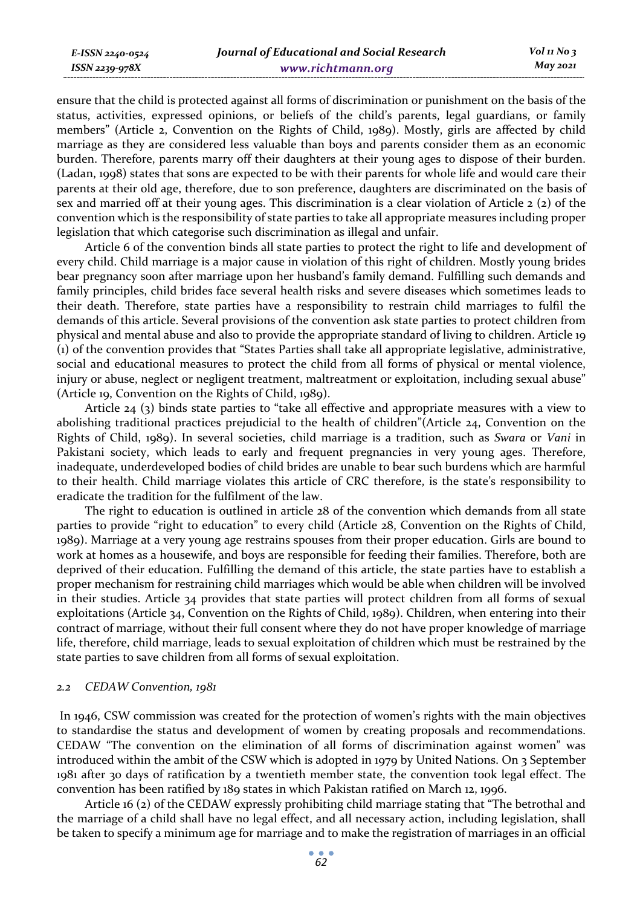ensure that the child is protected against all forms of discrimination or punishment on the basis of the status, activities, expressed opinions, or beliefs of the child's parents, legal guardians, or family members" (Article 2, Convention on the Rights of Child, 1989). Mostly, girls are affected by child marriage as they are considered less valuable than boys and parents consider them as an economic burden. Therefore, parents marry off their daughters at their young ages to dispose of their burden. (Ladan, 1998) states that sons are expected to be with their parents for whole life and would care their parents at their old age, therefore, due to son preference, daughters are discriminated on the basis of sex and married off at their young ages. This discrimination is a clear violation of Article 2 (2) of the convention which is the responsibility of state parties to take all appropriate measures including proper legislation that which categorise such discrimination as illegal and unfair.

Article 6 of the convention binds all state parties to protect the right to life and development of every child. Child marriage is a major cause in violation of this right of children. Mostly young brides bear pregnancy soon after marriage upon her husband's family demand. Fulfilling such demands and family principles, child brides face several health risks and severe diseases which sometimes leads to their death. Therefore, state parties have a responsibility to restrain child marriages to fulfil the demands of this article. Several provisions of the convention ask state parties to protect children from physical and mental abuse and also to provide the appropriate standard of living to children. Article 19 (1) of the convention provides that "States Parties shall take all appropriate legislative, administrative, social and educational measures to protect the child from all forms of physical or mental violence, injury or abuse, neglect or negligent treatment, maltreatment or exploitation, including sexual abuse" (Article 19, Convention on the Rights of Child, 1989).

Article 24 (3) binds state parties to "take all effective and appropriate measures with a view to abolishing traditional practices prejudicial to the health of children"(Article 24, Convention on the Rights of Child, 1989). In several societies, child marriage is a tradition, such as *Swara* or *Vani* in Pakistani society, which leads to early and frequent pregnancies in very young ages. Therefore, inadequate, underdeveloped bodies of child brides are unable to bear such burdens which are harmful to their health. Child marriage violates this article of CRC therefore, is the state's responsibility to eradicate the tradition for the fulfilment of the law.

The right to education is outlined in article 28 of the convention which demands from all state parties to provide "right to education" to every child (Article 28, Convention on the Rights of Child, 1989). Marriage at a very young age restrains spouses from their proper education. Girls are bound to work at homes as a housewife, and boys are responsible for feeding their families. Therefore, both are deprived of their education. Fulfilling the demand of this article, the state parties have to establish a proper mechanism for restraining child marriages which would be able when children will be involved in their studies. Article 34 provides that state parties will protect children from all forms of sexual exploitations (Article 34, Convention on the Rights of Child, 1989). Children, when entering into their contract of marriage, without their full consent where they do not have proper knowledge of marriage life, therefore, child marriage, leads to sexual exploitation of children which must be restrained by the state parties to save children from all forms of sexual exploitation.

### *2.2 CEDAW Convention, 1981*

In 1946, CSW commission was created for the protection of women's rights with the main objectives to standardise the status and development of women by creating proposals and recommendations. CEDAW "The convention on the elimination of all forms of discrimination against women" was introduced within the ambit of the CSW which is adopted in 1979 by United Nations. On 3 September 1981 after 30 days of ratification by a twentieth member state, the convention took legal effect. The convention has been ratified by 189 states in which Pakistan ratified on March 12, 1996.

Article 16 (2) of the CEDAW expressly prohibiting child marriage stating that "The betrothal and the marriage of a child shall have no legal effect, and all necessary action, including legislation, shall be taken to specify a minimum age for marriage and to make the registration of marriages in an official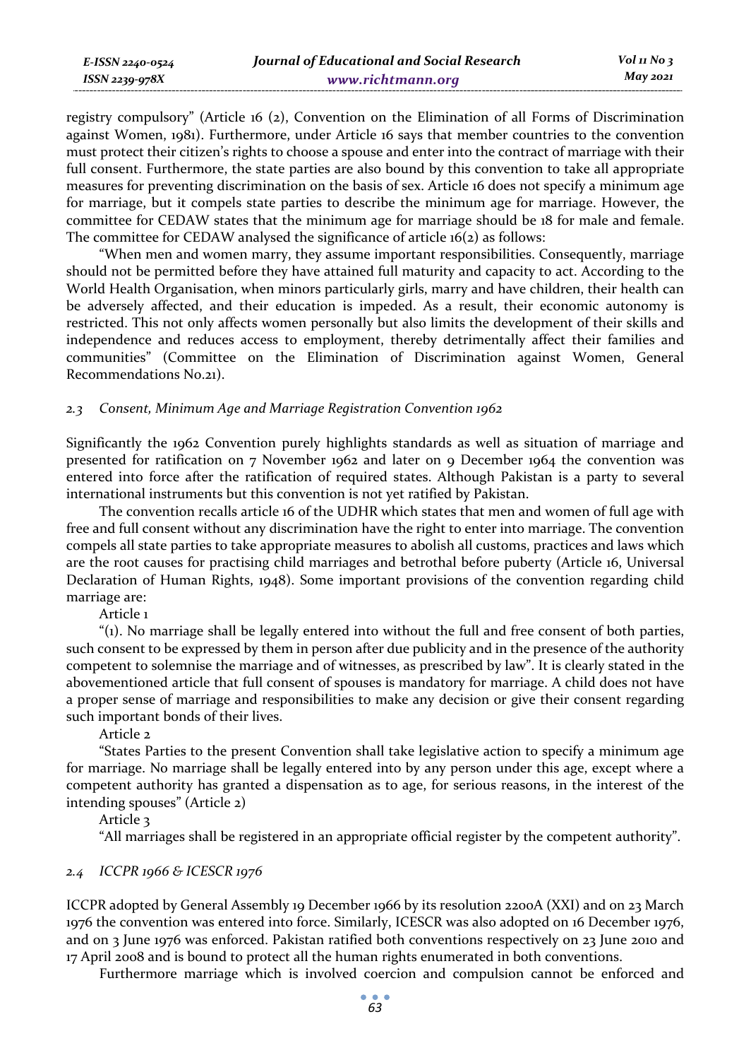registry compulsory" (Article 16 (2), Convention on the Elimination of all Forms of Discrimination against Women, 1981). Furthermore, under Article 16 says that member countries to the convention must protect their citizen's rights to choose a spouse and enter into the contract of marriage with their full consent. Furthermore, the state parties are also bound by this convention to take all appropriate measures for preventing discrimination on the basis of sex. Article 16 does not specify a minimum age for marriage, but it compels state parties to describe the minimum age for marriage. However, the committee for CEDAW states that the minimum age for marriage should be 18 for male and female. The committee for CEDAW analysed the significance of article 16(2) as follows:

"When men and women marry, they assume important responsibilities. Consequently, marriage should not be permitted before they have attained full maturity and capacity to act. According to the World Health Organisation, when minors particularly girls, marry and have children, their health can be adversely affected, and their education is impeded. As a result, their economic autonomy is restricted. This not only affects women personally but also limits the development of their skills and independence and reduces access to employment, thereby detrimentally affect their families and communities" (Committee on the Elimination of Discrimination against Women, General Recommendations No.21).

### *2.3 Consent, Minimum Age and Marriage Registration Convention 1962*

Significantly the 1962 Convention purely highlights standards as well as situation of marriage and presented for ratification on 7 November 1962 and later on 9 December 1964 the convention was entered into force after the ratification of required states. Although Pakistan is a party to several international instruments but this convention is not yet ratified by Pakistan.

The convention recalls article 16 of the UDHR which states that men and women of full age with free and full consent without any discrimination have the right to enter into marriage. The convention compels all state parties to take appropriate measures to abolish all customs, practices and laws which are the root causes for practising child marriages and betrothal before puberty (Article 16, Universal Declaration of Human Rights, 1948). Some important provisions of the convention regarding child marriage are:

Article 1

"(1). No marriage shall be legally entered into without the full and free consent of both parties, such consent to be expressed by them in person after due publicity and in the presence of the authority competent to solemnise the marriage and of witnesses, as prescribed by law". It is clearly stated in the abovementioned article that full consent of spouses is mandatory for marriage. A child does not have a proper sense of marriage and responsibilities to make any decision or give their consent regarding such important bonds of their lives.

Article 2

"States Parties to the present Convention shall take legislative action to specify a minimum age for marriage. No marriage shall be legally entered into by any person under this age, except where a competent authority has granted a dispensation as to age, for serious reasons, in the interest of the intending spouses" (Article 2)

Article 3

"All marriages shall be registered in an appropriate official register by the competent authority".

### *2.4 ICCPR 1966 & ICESCR 1976*

ICCPR adopted by General Assembly 19 December 1966 by its resolution 2200A (XXI) and on 23 March 1976 the convention was entered into force. Similarly, ICESCR was also adopted on 16 December 1976, and on 3 June 1976 was enforced. Pakistan ratified both conventions respectively on 23 June 2010 and 17 April 2008 and is bound to protect all the human rights enumerated in both conventions.

Furthermore marriage which is involved coercion and compulsion cannot be enforced and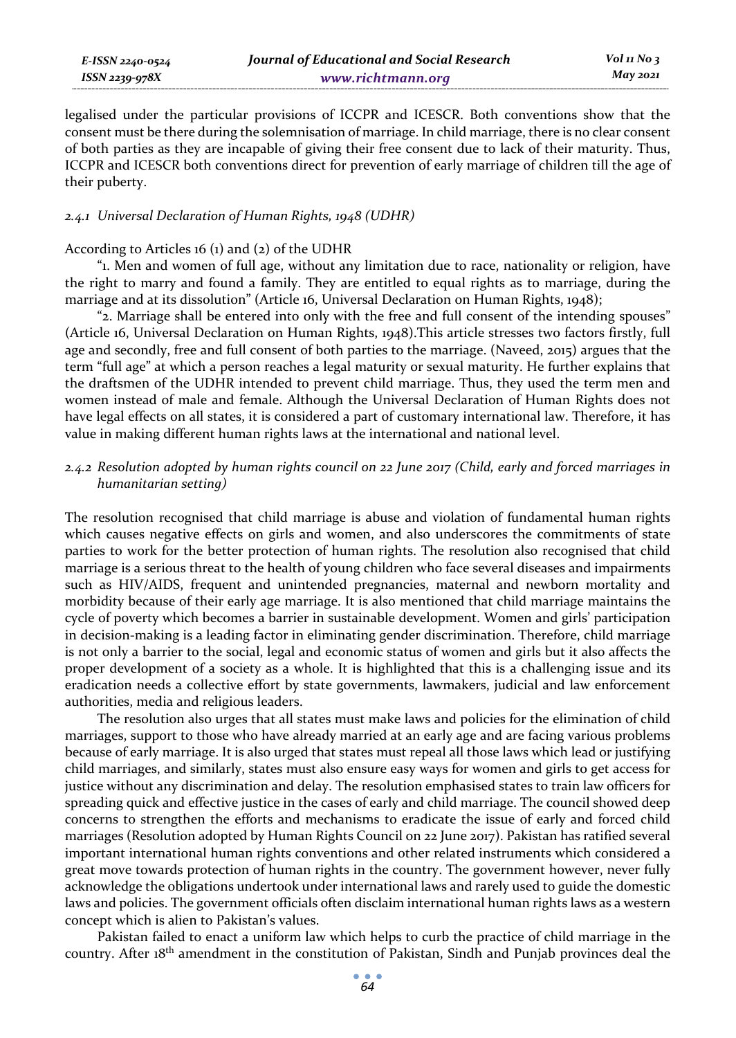legalised under the particular provisions of ICCPR and ICESCR. Both conventions show that the consent must be there during the solemnisation of marriage. In child marriage, there is no clear consent of both parties as they are incapable of giving their free consent due to lack of their maturity. Thus, ICCPR and ICESCR both conventions direct for prevention of early marriage of children till the age of their puberty.

### *2.4.1 Universal Declaration of Human Rights, 1948 (UDHR)*

According to Articles 16 (1) and (2) of the UDHR

"1. Men and women of full age, without any limitation due to race, nationality or religion, have the right to marry and found a family. They are entitled to equal rights as to marriage, during the marriage and at its dissolution" (Article 16, Universal Declaration on Human Rights, 1948);

"2. Marriage shall be entered into only with the free and full consent of the intending spouses" (Article 16, Universal Declaration on Human Rights, 1948).This article stresses two factors firstly, full age and secondly, free and full consent of both parties to the marriage. (Naveed, 2015) argues that the term "full age" at which a person reaches a legal maturity or sexual maturity. He further explains that the draftsmen of the UDHR intended to prevent child marriage. Thus, they used the term men and women instead of male and female. Although the Universal Declaration of Human Rights does not have legal effects on all states, it is considered a part of customary international law. Therefore, it has value in making different human rights laws at the international and national level.

### *2.4.2 Resolution adopted by human rights council on 22 June 2017 (Child, early and forced marriages in humanitarian setting)*

The resolution recognised that child marriage is abuse and violation of fundamental human rights which causes negative effects on girls and women, and also underscores the commitments of state parties to work for the better protection of human rights. The resolution also recognised that child marriage is a serious threat to the health of young children who face several diseases and impairments such as HIV/AIDS, frequent and unintended pregnancies, maternal and newborn mortality and morbidity because of their early age marriage. It is also mentioned that child marriage maintains the cycle of poverty which becomes a barrier in sustainable development. Women and girls' participation in decision-making is a leading factor in eliminating gender discrimination. Therefore, child marriage is not only a barrier to the social, legal and economic status of women and girls but it also affects the proper development of a society as a whole. It is highlighted that this is a challenging issue and its eradication needs a collective effort by state governments, lawmakers, judicial and law enforcement authorities, media and religious leaders.

The resolution also urges that all states must make laws and policies for the elimination of child marriages, support to those who have already married at an early age and are facing various problems because of early marriage. It is also urged that states must repeal all those laws which lead or justifying child marriages, and similarly, states must also ensure easy ways for women and girls to get access for justice without any discrimination and delay. The resolution emphasised states to train law officers for spreading quick and effective justice in the cases of early and child marriage. The council showed deep concerns to strengthen the efforts and mechanisms to eradicate the issue of early and forced child marriages (Resolution adopted by Human Rights Council on 22 June 2017). Pakistan has ratified several important international human rights conventions and other related instruments which considered a great move towards protection of human rights in the country. The government however, never fully acknowledge the obligations undertook under international laws and rarely used to guide the domestic laws and policies. The government officials often disclaim international human rights laws as a western concept which is alien to Pakistan's values.

Pakistan failed to enact a uniform law which helps to curb the practice of child marriage in the country. After 18th amendment in the constitution of Pakistan, Sindh and Punjab provinces deal the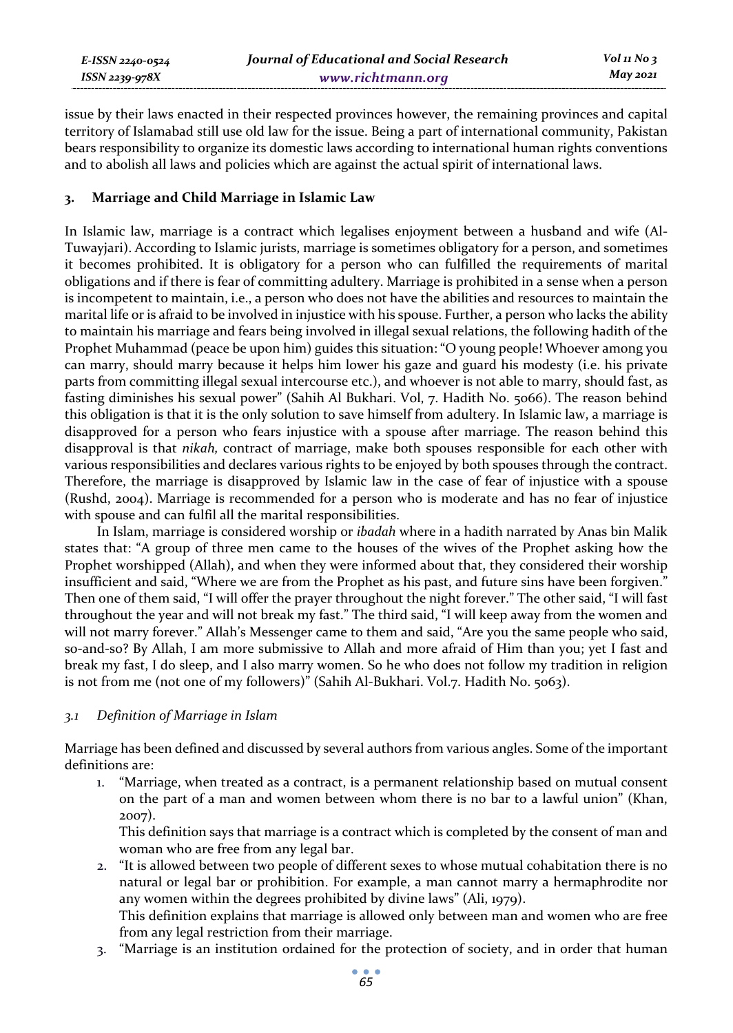issue by their laws enacted in their respected provinces however, the remaining provinces and capital territory of Islamabad still use old law for the issue. Being a part of international community, Pakistan bears responsibility to organize its domestic laws according to international human rights conventions and to abolish all laws and policies which are against the actual spirit of international laws.

## 3. Marriage and Child Marriage in Islamic Law

In Islamic law, marriage is a contract which legalises enjoyment between a husband and wife (Al-Tuwayjari). According to Islamic jurists, marriage is sometimes obligatory for a person, and sometimes it becomes prohibited. It is obligatory for a person who can fulfilled the requirements of marital obligations and if there is fear of committing adultery. Marriage is prohibited in a sense when a person is incompetent to maintain, i.e., a person who does not have the abilities and resources to maintain the marital life or is afraid to be involved in injustice with his spouse. Further, a person who lacks the ability to maintain his marriage and fears being involved in illegal sexual relations, the following hadith of the Prophet Muhammad (peace be upon him) guides this situation: "O young people! Whoever among you can marry, should marry because it helps him lower his gaze and guard his modesty (i.e. his private parts from committing illegal sexual intercourse etc.), and whoever is not able to marry, should fast, as fasting diminishes his sexual power" (Sahih Al Bukhari. Vol, 7. Hadith No. 5066). The reason behind this obligation is that it is the only solution to save himself from adultery. In Islamic law, a marriage is disapproved for a person who fears injustice with a spouse after marriage. The reason behind this disapproval is that *nikah,* contract of marriage, make both spouses responsible for each other with various responsibilities and declares various rights to be enjoyed by both spouses through the contract. Therefore, the marriage is disapproved by Islamic law in the case of fear of injustice with a spouse (Rushd, 2004). Marriage is recommended for a person who is moderate and has no fear of injustice with spouse and can fulfil all the marital responsibilities.

In Islam, marriage is considered worship or *ibadah* where in a hadith narrated by Anas bin Malik states that: "A group of three men came to the houses of the wives of the Prophet asking how the Prophet worshipped (Allah), and when they were informed about that, they considered their worship insufficient and said, "Where we are from the Prophet as his past, and future sins have been forgiven." Then one of them said, "I will offer the prayer throughout the night forever." The other said, "I will fast throughout the year and will not break my fast." The third said, "I will keep away from the women and will not marry forever." Allah's Messenger came to them and said, "Are you the same people who said, so-and-so? By Allah, I am more submissive to Allah and more afraid of Him than you; yet I fast and break my fast, I do sleep, and I also marry women. So he who does not follow my tradition in religion is not from me (not one of my followers)" (Sahih Al-Bukhari. Vol.7. Hadith No. 5063).

### *3.1 Definition of Marriage in Islam*

Marriage has been defined and discussed by several authors from various angles. Some of the important definitions are:

1. "Marriage, when treated as a contract, is a permanent relationship based on mutual consent on the part of a man and women between whom there is no bar to a lawful union" (Khan, 2007).
   This definition says that marriage is a contract which is completed by the consent of man and woman who are free from any legal bar.
2. "It is allowed between two people of different sexes to whose mutual cohabitation there is no natural or legal bar or prohibition. For example, a man cannot marry a hermaphrodite nor any women within the degrees prohibited by divine laws" (Ali, 1979).
   This definition explains that marriage is allowed only between man and women who are free from any legal restriction from their marriage.
3. "Marriage is an institution ordained for the protection of society, and in order that human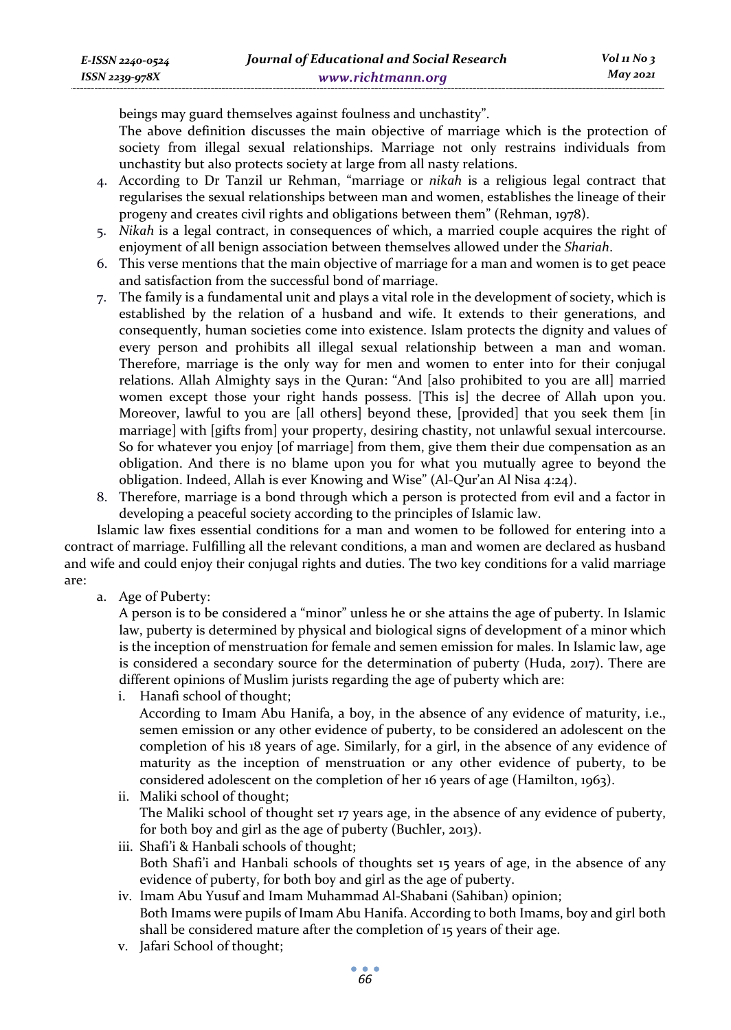beings may guard themselves against foulness and unchastity".

The above definition discusses the main objective of marriage which is the protection of society from illegal sexual relationships. Marriage not only restrains individuals from unchastity but also protects society at large from all nasty relations.

4. According to Dr Tanzil ur Rehman, "marriage or *nikah* is a religious legal contract that regularises the sexual relationships between man and women, establishes the lineage of their progeny and creates civil rights and obligations between them" (Rehman, 1978).
5. *Nikah* is a legal contract, in consequences of which, a married couple acquires the right of enjoyment of all benign association between themselves allowed under the *Shariah*.
6. This verse mentions that the main objective of marriage for a man and women is to get peace and satisfaction from the successful bond of marriage.
7. The family is a fundamental unit and plays a vital role in the development of society, which is established by the relation of a husband and wife. It extends to their generations, and consequently, human societies come into existence. Islam protects the dignity and values of every person and prohibits all illegal sexual relationship between a man and woman. Therefore, marriage is the only way for men and women to enter into for their conjugal relations. Allah Almighty says in the Quran: "And [also prohibited to you are all] married women except those your right hands possess. [This is] the decree of Allah upon you. Moreover, lawful to you are [all others] beyond these, [provided] that you seek them [in marriage] with [gifts from] your property, desiring chastity, not unlawful sexual intercourse. So for whatever you enjoy [of marriage] from them, give them their due compensation as an obligation. And there is no blame upon you for what you mutually agree to beyond the obligation. Indeed, Allah is ever Knowing and Wise" (Al-Qur'an Al Nisa 4:24).
8. Therefore, marriage is a bond through which a person is protected from evil and a factor in developing a peaceful society according to the principles of Islamic law.

Islamic law fixes essential conditions for a man and women to be followed for entering into a contract of marriage. Fulfilling all the relevant conditions, a man and women are declared as husband and wife and could enjoy their conjugal rights and duties. The two key conditions for a valid marriage are:

a. Age of Puberty:

A person is to be considered a "minor" unless he or she attains the age of puberty. In Islamic law, puberty is determined by physical and biological signs of development of a minor which is the inception of menstruation for female and semen emission for males. In Islamic law, age is considered a secondary source for the determination of puberty (Huda, 2017). There are different opinions of Muslim jurists regarding the age of puberty which are:

i. Hanafi school of thought;

According to Imam Abu Hanifa, a boy, in the absence of any evidence of maturity, i.e., semen emission or any other evidence of puberty, to be considered an adolescent on the completion of his 18 years of age. Similarly, for a girl, in the absence of any evidence of maturity as the inception of menstruation or any other evidence of puberty, to be considered adolescent on the completion of her 16 years of age (Hamilton, 1963).

ii. Maliki school of thought;

The Maliki school of thought set 17 years age, in the absence of any evidence of puberty, for both boy and girl as the age of puberty (Buchler, 2013).

iii. Shafi'i & Hanbali schools of thought;

Both Shafi'i and Hanbali schools of thoughts set 15 years of age, in the absence of any evidence of puberty, for both boy and girl as the age of puberty.

iv. Imam Abu Yusuf and Imam Muhammad Al-Shabani (Sahiban) opinion;

Both Imams were pupils of Imam Abu Hanifa. According to both Imams, boy and girl both shall be considered mature after the completion of 15 years of their age.

v. Jafari School of thought;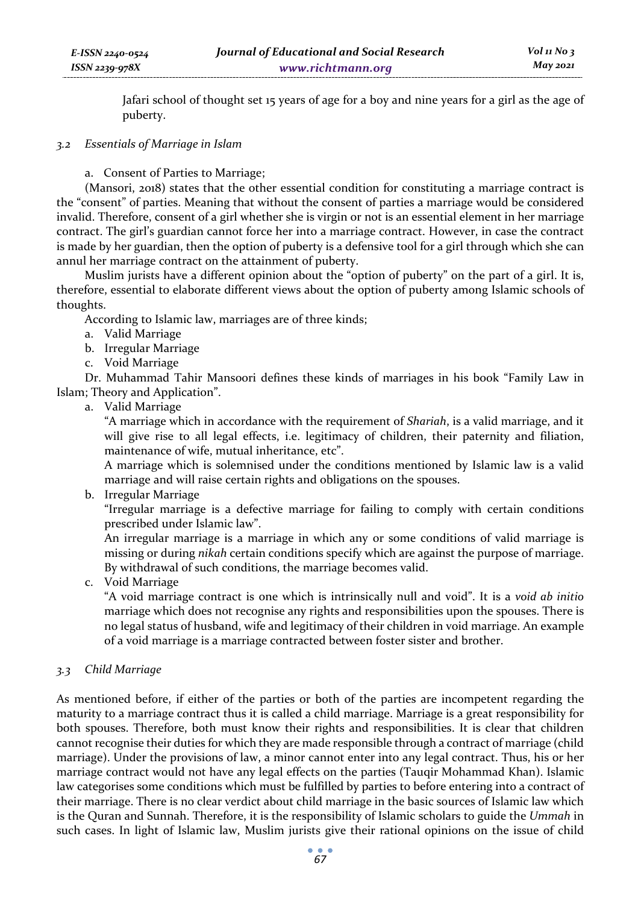Jafari school of thought set 15 years of age for a boy and nine years for a girl as the age of puberty.

### *3.2 Essentials of Marriage in Islam*

a. Consent of Parties to Marriage;

(Mansori, 2018) states that the other essential condition for constituting a marriage contract is the "consent" of parties. Meaning that without the consent of parties a marriage would be considered invalid. Therefore, consent of a girl whether she is virgin or not is an essential element in her marriage contract. The girl's guardian cannot force her into a marriage contract. However, in case the contract is made by her guardian, then the option of puberty is a defensive tool for a girl through which she can annul her marriage contract on the attainment of puberty.

Muslim jurists have a different opinion about the "option of puberty" on the part of a girl. It is, therefore, essential to elaborate different views about the option of puberty among Islamic schools of thoughts.

According to Islamic law, marriages are of three kinds;

a. Valid Marriage
b. Irregular Marriage
c. Void Marriage

Dr. Muhammad Tahir Mansoori defines these kinds of marriages in his book "Family Law in Islam; Theory and Application".

a. Valid Marriage

   "A marriage which in accordance with the requirement of *Shariah*, is a valid marriage, and it will give rise to all legal effects, i.e. legitimacy of children, their paternity and filiation, maintenance of wife, mutual inheritance, etc".

   A marriage which is solemnised under the conditions mentioned by Islamic law is a valid marriage and will raise certain rights and obligations on the spouses.

b. Irregular Marriage

   "Irregular marriage is a defective marriage for failing to comply with certain conditions prescribed under Islamic law".

   An irregular marriage is a marriage in which any or some conditions of valid marriage is missing or during *nikah* certain conditions specify which are against the purpose of marriage. By withdrawal of such conditions, the marriage becomes valid.

c. Void Marriage

   "A void marriage contract is one which is intrinsically null and void". It is a *void ab initio* marriage which does not recognise any rights and responsibilities upon the spouses. There is no legal status of husband, wife and legitimacy of their children in void marriage. An example of a void marriage is a marriage contracted between foster sister and brother.

### *3.3 Child Marriage*

As mentioned before, if either of the parties or both of the parties are incompetent regarding the maturity to a marriage contract thus it is called a child marriage. Marriage is a great responsibility for both spouses. Therefore, both must know their rights and responsibilities. It is clear that children cannot recognise their duties for which they are made responsible through a contract of marriage (child marriage). Under the provisions of law, a minor cannot enter into any legal contract. Thus, his or her marriage contract would not have any legal effects on the parties (Tauqir Mohammad Khan). Islamic law categorises some conditions which must be fulfilled by parties to before entering into a contract of their marriage. There is no clear verdict about child marriage in the basic sources of Islamic law which is the Quran and Sunnah. Therefore, it is the responsibility of Islamic scholars to guide the *Ummah* in such cases. In light of Islamic law, Muslim jurists give their rational opinions on the issue of child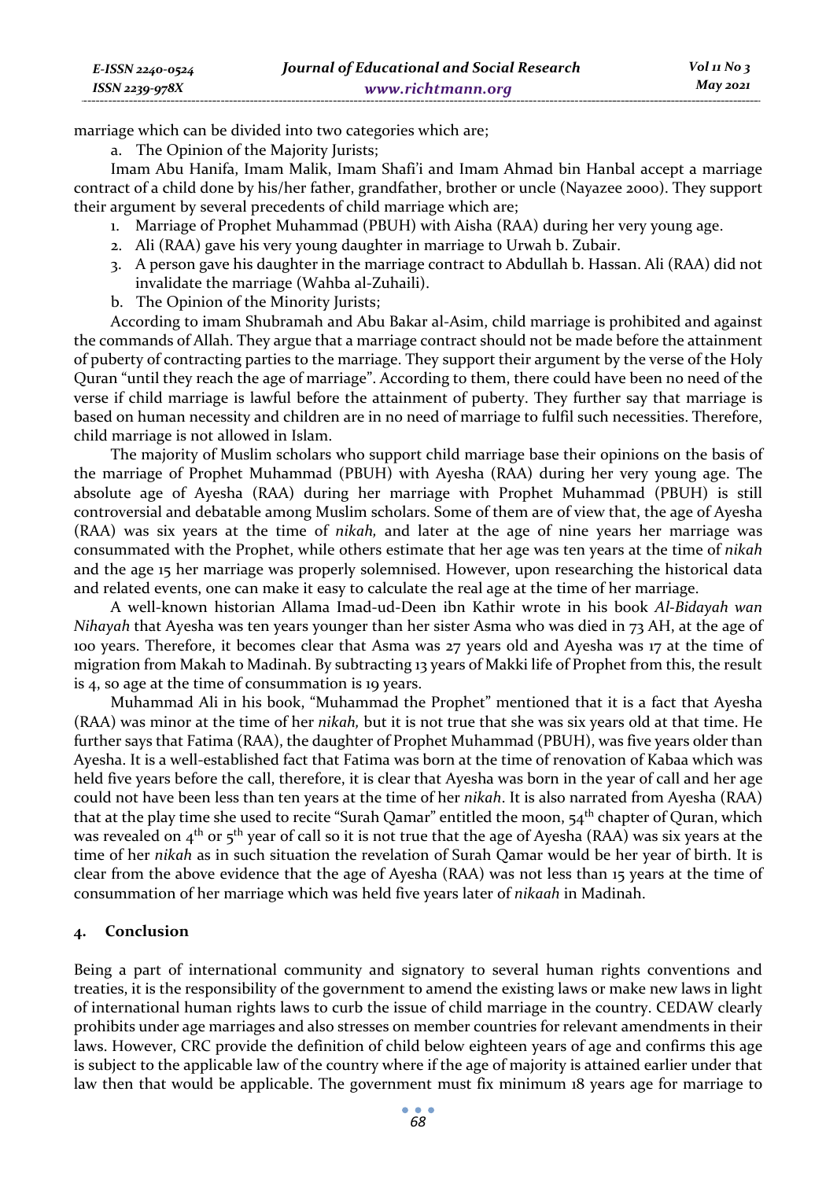marriage which can be divided into two categories which are;

a. The Opinion of the Majority Jurists;

Imam Abu Hanifa, Imam Malik, Imam Shafi'i and Imam Ahmad bin Hanbal accept a marriage contract of a child done by his/her father, grandfather, brother or uncle (Nayazee 2000). They support their argument by several precedents of child marriage which are;

1. Marriage of Prophet Muhammad (PBUH) with Aisha (RAA) during her very young age.
2. Ali (RAA) gave his very young daughter in marriage to Urwah b. Zubair.
3. A person gave his daughter in the marriage contract to Abdullah b. Hassan. Ali (RAA) did not invalidate the marriage (Wahba al-Zuhaili).

b. The Opinion of the Minority Jurists;

According to imam Shubramah and Abu Bakar al-Asim, child marriage is prohibited and against the commands of Allah. They argue that a marriage contract should not be made before the attainment of puberty of contracting parties to the marriage. They support their argument by the verse of the Holy Quran "until they reach the age of marriage". According to them, there could have been no need of the verse if child marriage is lawful before the attainment of puberty. They further say that marriage is based on human necessity and children are in no need of marriage to fulfil such necessities. Therefore, child marriage is not allowed in Islam.

The majority of Muslim scholars who support child marriage base their opinions on the basis of the marriage of Prophet Muhammad (PBUH) with Ayesha (RAA) during her very young age. The absolute age of Ayesha (RAA) during her marriage with Prophet Muhammad (PBUH) is still controversial and debatable among Muslim scholars. Some of them are of view that, the age of Ayesha (RAA) was six years at the time of *nikah,* and later at the age of nine years her marriage was consummated with the Prophet, while others estimate that her age was ten years at the time of *nikah* and the age 15 her marriage was properly solemnised. However, upon researching the historical data and related events, one can make it easy to calculate the real age at the time of her marriage.

A well-known historian Allama Imad-ud-Deen ibn Kathir wrote in his book *Al-Bidayah wan Nihayah* that Ayesha was ten years younger than her sister Asma who was died in 73 AH, at the age of 100 years. Therefore, it becomes clear that Asma was 27 years old and Ayesha was 17 at the time of migration from Makah to Madinah. By subtracting 13 years of Makki life of Prophet from this, the result is 4, so age at the time of consummation is 19 years.

Muhammad Ali in his book, "Muhammad the Prophet" mentioned that it is a fact that Ayesha (RAA) was minor at the time of her *nikah,* but it is not true that she was six years old at that time. He further says that Fatima (RAA), the daughter of Prophet Muhammad (PBUH), was five years older than Ayesha. It is a well-established fact that Fatima was born at the time of renovation of Kabaa which was held five years before the call, therefore, it is clear that Ayesha was born in the year of call and her age could not have been less than ten years at the time of her *nikah*. It is also narrated from Ayesha (RAA) that at the play time she used to recite "Surah Qamar" entitled the moon, 54th chapter of Quran, which was revealed on 4th or 5th year of call so it is not true that the age of Ayesha (RAA) was six years at the time of her *nikah* as in such situation the revelation of Surah Qamar would be her year of birth. It is clear from the above evidence that the age of Ayesha (RAA) was not less than 15 years at the time of consummation of her marriage which was held five years later of *nikaah* in Madinah.

## 4. Conclusion

Being a part of international community and signatory to several human rights conventions and treaties, it is the responsibility of the government to amend the existing laws or make new laws in light of international human rights laws to curb the issue of child marriage in the country. CEDAW clearly prohibits under age marriages and also stresses on member countries for relevant amendments in their laws. However, CRC provide the definition of child below eighteen years of age and confirms this age is subject to the applicable law of the country where if the age of majority is attained earlier under that law then that would be applicable. The government must fix minimum 18 years age for marriage to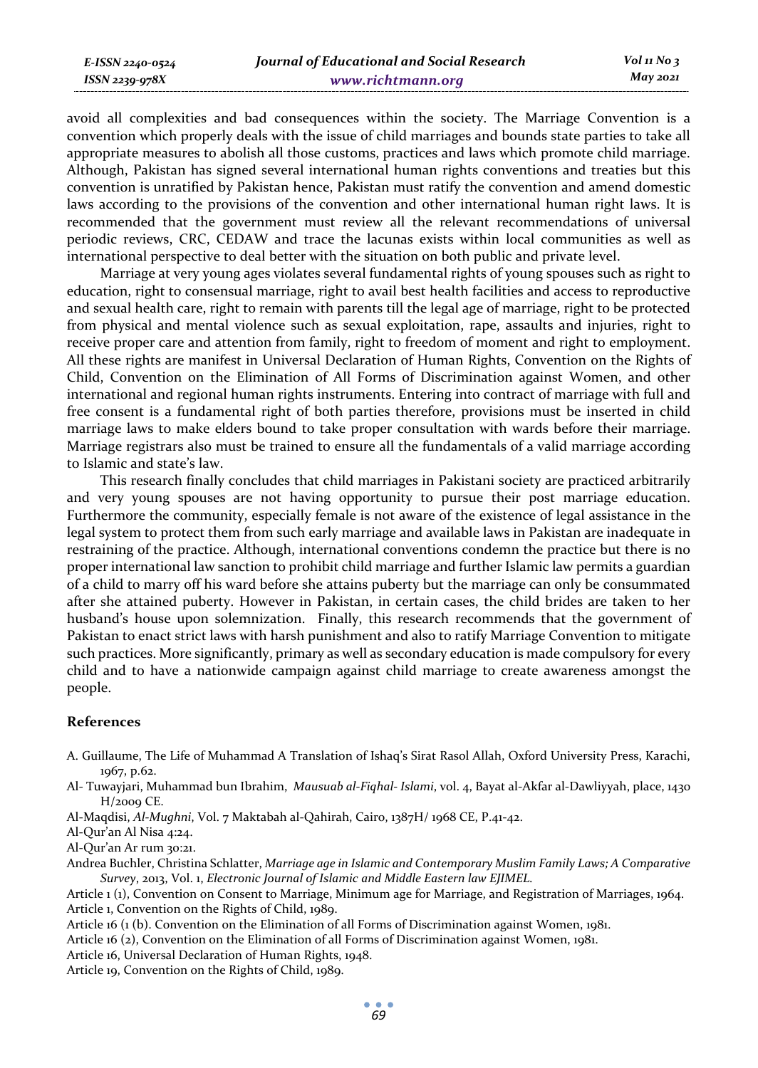avoid all complexities and bad consequences within the society. The Marriage Convention is a convention which properly deals with the issue of child marriages and bounds state parties to take all appropriate measures to abolish all those customs, practices and laws which promote child marriage. Although, Pakistan has signed several international human rights conventions and treaties but this convention is unratified by Pakistan hence, Pakistan must ratify the convention and amend domestic laws according to the provisions of the convention and other international human right laws. It is recommended that the government must review all the relevant recommendations of universal periodic reviews, CRC, CEDAW and trace the lacunas exists within local communities as well as international perspective to deal better with the situation on both public and private level.

Marriage at very young ages violates several fundamental rights of young spouses such as right to education, right to consensual marriage, right to avail best health facilities and access to reproductive and sexual health care, right to remain with parents till the legal age of marriage, right to be protected from physical and mental violence such as sexual exploitation, rape, assaults and injuries, right to receive proper care and attention from family, right to freedom of moment and right to employment. All these rights are manifest in Universal Declaration of Human Rights, Convention on the Rights of Child, Convention on the Elimination of All Forms of Discrimination against Women, and other international and regional human rights instruments. Entering into contract of marriage with full and free consent is a fundamental right of both parties therefore, provisions must be inserted in child marriage laws to make elders bound to take proper consultation with wards before their marriage. Marriage registrars also must be trained to ensure all the fundamentals of a valid marriage according to Islamic and state's law.

This research finally concludes that child marriages in Pakistani society are practiced arbitrarily and very young spouses are not having opportunity to pursue their post marriage education. Furthermore the community, especially female is not aware of the existence of legal assistance in the legal system to protect them from such early marriage and available laws in Pakistan are inadequate in restraining of the practice. Although, international conventions condemn the practice but there is no proper international law sanction to prohibit child marriage and further Islamic law permits a guardian of a child to marry off his ward before she attains puberty but the marriage can only be consummated after she attained puberty. However in Pakistan, in certain cases, the child brides are taken to her husband's house upon solemnization. Finally, this research recommends that the government of Pakistan to enact strict laws with harsh punishment and also to ratify Marriage Convention to mitigate such practices. More significantly, primary as well as secondary education is made compulsory for every child and to have a nationwide campaign against child marriage to create awareness amongst the people.

## References

A. Guillaume, The Life of Muhammad A Translation of Ishaq's Sirat Rasol Allah, Oxford University Press, Karachi, 1967, p.62.

Al- Tuwayjari, Muhammad bun Ibrahim, *Mausuab al-Fiqhal- Islami*, vol. 4, Bayat al-Akfar al-Dawliyyah, place, 1430 H/2009 CE.

Al-Maqdisi, *Al-Mughni*, Vol. 7 Maktabah al-Qahirah, Cairo, 1387H/ 1968 CE, P.41-42.

Al-Qur'an Al Nisa 4:24.

Al-Qur'an Ar rum 30:21.

Andrea Buchler, Christina Schlatter, *Marriage age in Islamic and Contemporary Muslim Family Laws; A Comparative Survey*, 2013, Vol. 1, *Electronic Journal of Islamic and Middle Eastern law EJIMEL.*

Article 1 (1), Convention on Consent to Marriage, Minimum age for Marriage, and Registration of Marriages, 1964.

Article 1, Convention on the Rights of Child, 1989.

Article 16 (1 (b). Convention on the Elimination of all Forms of Discrimination against Women, 1981.

Article 16 (2), Convention on the Elimination of all Forms of Discrimination against Women, 1981.

Article 16, Universal Declaration of Human Rights, 1948.

Article 19, Convention on the Rights of Child, 1989.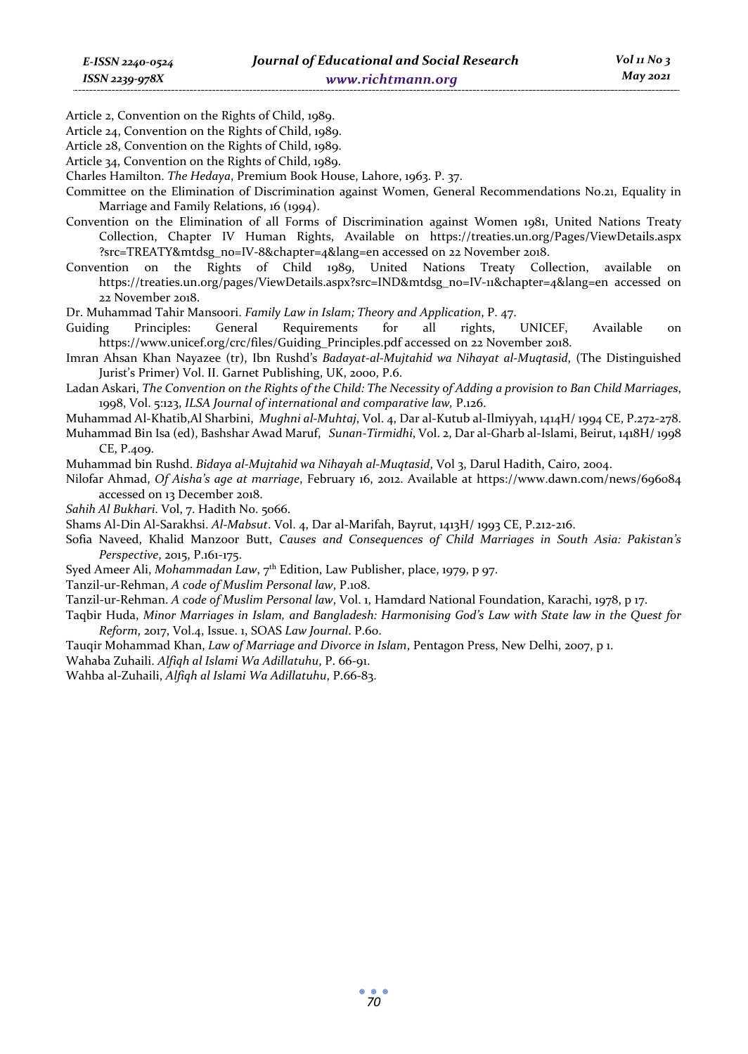Article 2, Convention on the Rights of Child, 1989.

Article 24, Convention on the Rights of Child, 1989.

Article 28, Convention on the Rights of Child, 1989.

Article 34, Convention on the Rights of Child, 1989.

Charles Hamilton. *The Hedaya*, Premium Book House, Lahore, 1963. P. 37.

Committee on the Elimination of Discrimination against Women, General Recommendations No.21, Equality in Marriage and Family Relations, 16 (1994).

Convention on the Elimination of all Forms of Discrimination against Women 1981, United Nations Treaty Collection, Chapter IV Human Rights, Available on https://treaties.un.org/Pages/ViewDetails.aspx ?src=TREATY&mtdsg_no=IV-8&chapter=4&lang=en accessed on 22 November 2018.

Convention on the Rights of Child 1989, United Nations Treaty Collection, available on https://treaties.un.org/pages/ViewDetails.aspx?src=IND&mtdsg_no=IV-11&chapter=4&lang=en accessed on 22 November 2018.

Dr. Muhammad Tahir Mansoori. *Family Law in Islam; Theory and Application*, P. 47.

Guiding Principles: General Requirements for all rights, UNICEF, Available on https://www.unicef.org/crc/files/Guiding_Principles.pdf accessed on 22 November 2018.

Imran Ahsan Khan Nayazee (tr), Ibn Rushd's *Badayat-al-Mujtahid wa Nihayat al-Muqtasid*, (The Distinguished Jurist's Primer) Vol. II. Garnet Publishing, UK, 2000, P.6.

Ladan Askari, *The Convention on the Rights of the Child: The Necessity of Adding a provision to Ban Child Marriages*, 1998, Vol. 5:123, *ILSA Journal of international and comparative law,* P.126.

Muhammad Al-Khatib,Al Sharbini, *Mughni al-Muhtaj*, Vol. 4, Dar al-Kutub al-Ilmiyyah, 1414H/ 1994 CE, P.272-278.

Muhammad Bin Isa (ed), Bashshar Awad Maruf, *Sunan-Tirmidhi*, Vol. 2, Dar al-Gharb al-Islami, Beirut, 1418H/ 1998 CE, P.409.

Muhammad bin Rushd. *Bidaya al-Mujtahid wa Nihayah al-Muqtasid*, Vol 3, Darul Hadith, Cairo, 2004.

Nilofar Ahmad, *Of Aisha's age at marriage*, February 16, 2012. Available at https://www.dawn.com/news/696084 accessed on 13 December 2018.

*Sahih Al Bukhari*. Vol, 7. Hadith No. 5066.

Shams Al-Din Al-Sarakhsi. *Al-Mabsut*. Vol. 4, Dar al-Marifah, Bayrut, 1413H/ 1993 CE, P.212-216.

Sofia Naveed, Khalid Manzoor Butt, *Causes and Consequences of Child Marriages in South Asia: Pakistan's Perspective*, 2015, P.161-175.

Syed Ameer Ali, *Mohammadan Law*, 7th Edition, Law Publisher, place, 1979, p 97.

Tanzil-ur-Rehman, *A code of Muslim Personal law*, P.108.

Tanzil-ur-Rehman. *A code of Muslim Personal law*, Vol. 1, Hamdard National Foundation, Karachi, 1978, p 17.

Taqbir Huda, *Minor Marriages in Islam, and Bangladesh: Harmonising God's Law with State law in the Quest for Reform*, 2017, Vol.4, Issue. 1, SOAS *Law Journal*. P.60.

Tauqir Mohammad Khan, *Law of Marriage and Divorce in Islam*, Pentagon Press, New Delhi, 2007, p 1.

Wahaba Zuhaili. *Alfiqh al Islami Wa Adillatuhu*, P. 66-91.

Wahba al-Zuhaili, *Alfiqh al Islami Wa Adillatuhu*, P.66-83.